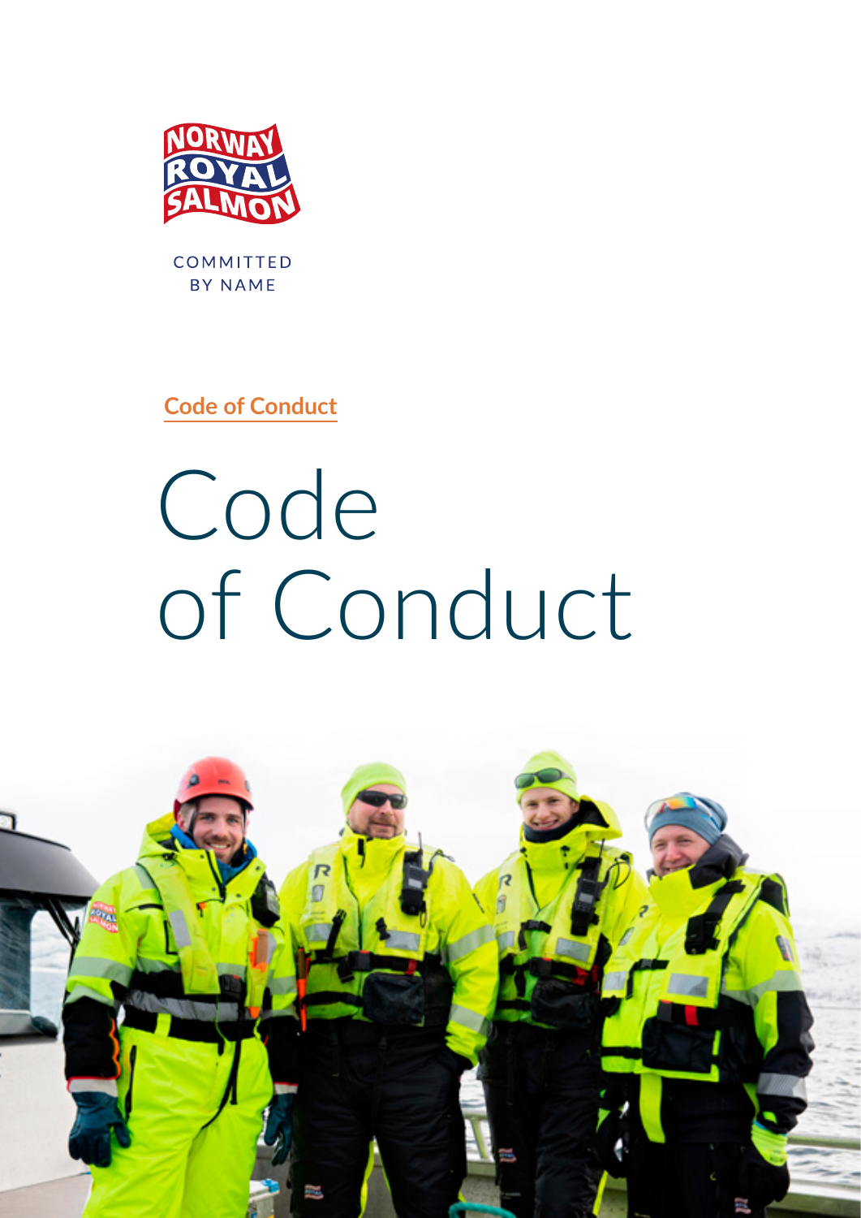NORWAY ROYAL SALMON

COMMITTED BY NAME

**Code of Conduct**

# Code of Conduct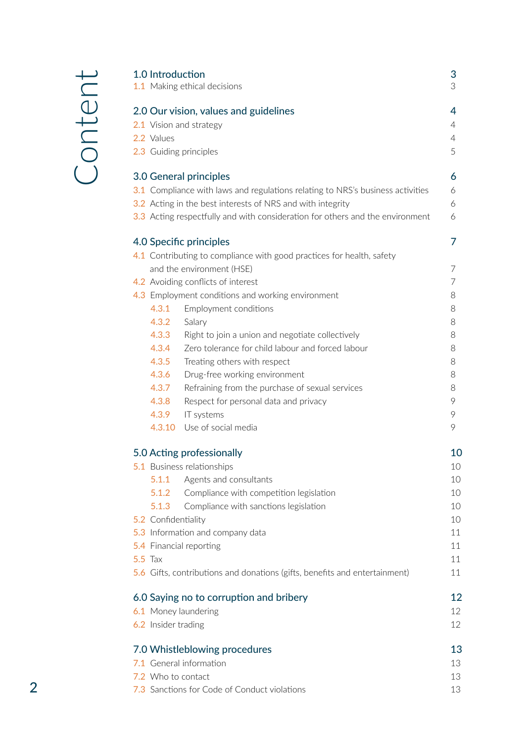# Content

| | |
|---|---|
| **1.0 Introduction** | **3** |
| 1.1 Making ethical decisions | 3 |
| **2.0 Our vision, values and guidelines** | **4** |
| 2.1 Vision and strategy | 4 |
| 2.2 Values | 4 |
| 2.3 Guiding principles | 5 |
| **3.0 General principles** | **6** |
| 3.1 Compliance with laws and regulations relating to NRS's business activities | 6 |
| 3.2 Acting in the best interests of NRS and with integrity | 6 |
| 3.3 Acting respectfully and with consideration for others and the environment | 6 |
| **4.0 Specific principles** | **7** |
| 4.1 Contributing to compliance with good practices for health, safety and the environment (HSE) | 7 |
| 4.2 Avoiding conflicts of interest | 7 |
| 4.3 Employment conditions and working environment | 8 |
| 4.3.1 Employment conditions | 8 |
| 4.3.2 Salary | 8 |
| 4.3.3 Right to join a union and negotiate collectively | 8 |
| 4.3.4 Zero tolerance for child labour and forced labour | 8 |
| 4.3.5 Treating others with respect | 8 |
| 4.3.6 Drug-free working environment | 8 |
| 4.3.7 Refraining from the purchase of sexual services | 8 |
| 4.3.8 Respect for personal data and privacy | 9 |
| 4.3.9 IT systems | 9 |
| 4.3.10 Use of social media | 9 |
| **5.0 Acting professionally** | **10** |
| 5.1 Business relationships | 10 |
| 5.1.1 Agents and consultants | 10 |
| 5.1.2 Compliance with competition legislation | 10 |
| 5.1.3 Compliance with sanctions legislation | 10 |
| 5.2 Confidentiality | 10 |
| 5.3 Information and company data | 11 |
| 5.4 Financial reporting | 11 |
| 5.5 Tax | 11 |
| 5.6 Gifts, contributions and donations (gifts, benefits and entertainment) | 11 |
| **6.0 Saying no to corruption and bribery** | **12** |
| 6.1 Money laundering | 12 |
| 6.2 Insider trading | 12 |
| **7.0 Whistleblowing procedures** | **13** |
| 7.1 General information | 13 |
| 7.2 Who to contact | 13 |
| 7.3 Sanctions for Code of Conduct violations | 13 |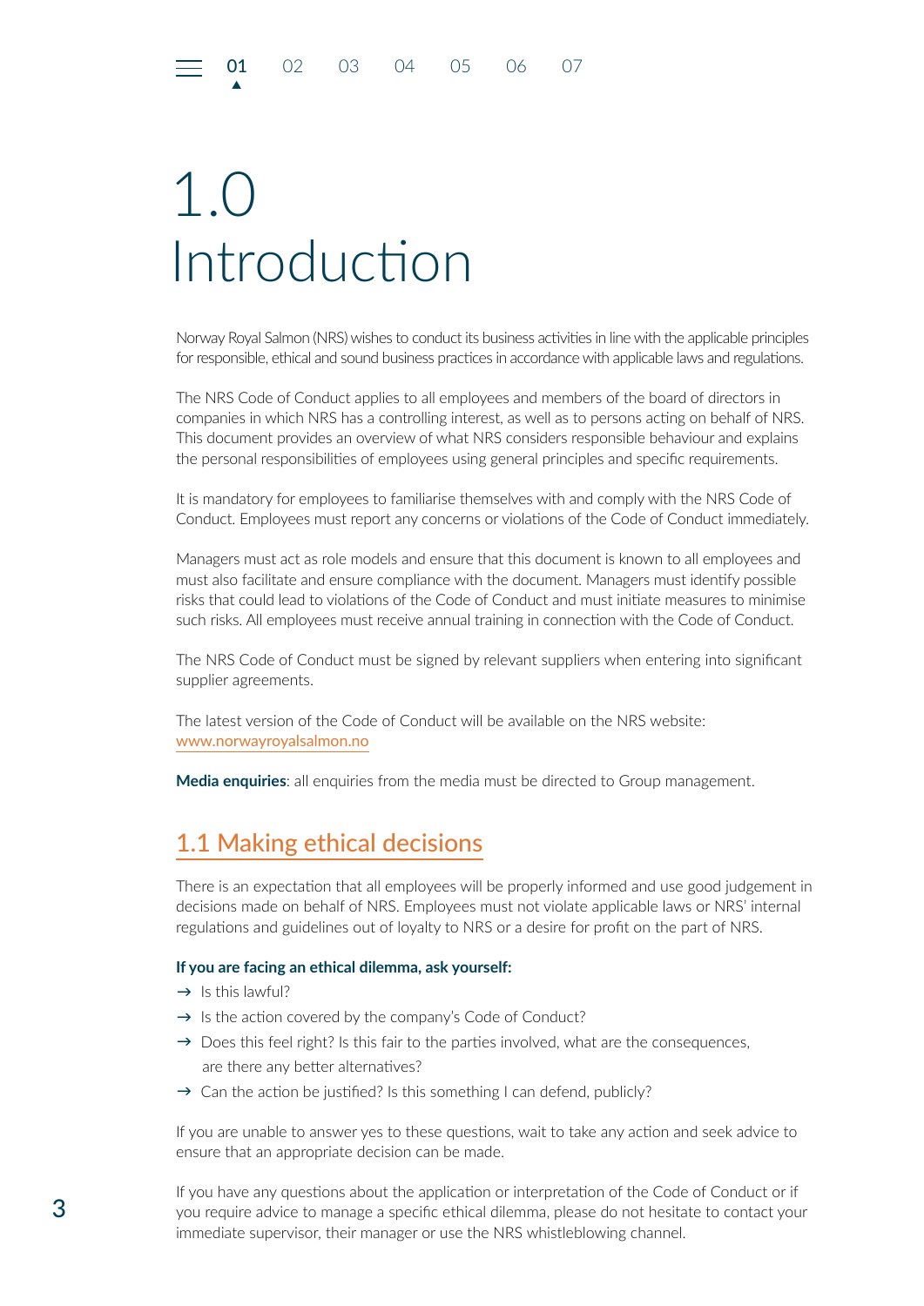# 1.0 Introduction

Norway Royal Salmon (NRS) wishes to conduct its business activities in line with the applicable principles for responsible, ethical and sound business practices in accordance with applicable laws and regulations.

The NRS Code of Conduct applies to all employees and members of the board of directors in companies in which NRS has a controlling interest, as well as to persons acting on behalf of NRS. This document provides an overview of what NRS considers responsible behaviour and explains the personal responsibilities of employees using general principles and specific requirements.

It is mandatory for employees to familiarise themselves with and comply with the NRS Code of Conduct. Employees must report any concerns or violations of the Code of Conduct immediately.

Managers must act as role models and ensure that this document is known to all employees and must also facilitate and ensure compliance with the document. Managers must identify possible risks that could lead to violations of the Code of Conduct and must initiate measures to minimise such risks. All employees must receive annual training in connection with the Code of Conduct.

The NRS Code of Conduct must be signed by relevant suppliers when entering into significant supplier agreements.

The latest version of the Code of Conduct will be available on the NRS website: www.norwayroyalsalmon.no

**Media enquiries**: all enquiries from the media must be directed to Group management.

## 1.1 Making ethical decisions

There is an expectation that all employees will be properly informed and use good judgement in decisions made on behalf of NRS. Employees must not violate applicable laws or NRS' internal regulations and guidelines out of loyalty to NRS or a desire for profit on the part of NRS.

**If you are facing an ethical dilemma, ask yourself:**

- → Is this lawful?
- → Is the action covered by the company's Code of Conduct?
- → Does this feel right? Is this fair to the parties involved, what are the consequences, are there any better alternatives?
- → Can the action be justified? Is this something I can defend, publicly?

If you are unable to answer yes to these questions, wait to take any action and seek advice to ensure that an appropriate decision can be made.

If you have any questions about the application or interpretation of the Code of Conduct or if you require advice to manage a specific ethical dilemma, please do not hesitate to contact your immediate supervisor, their manager or use the NRS whistleblowing channel.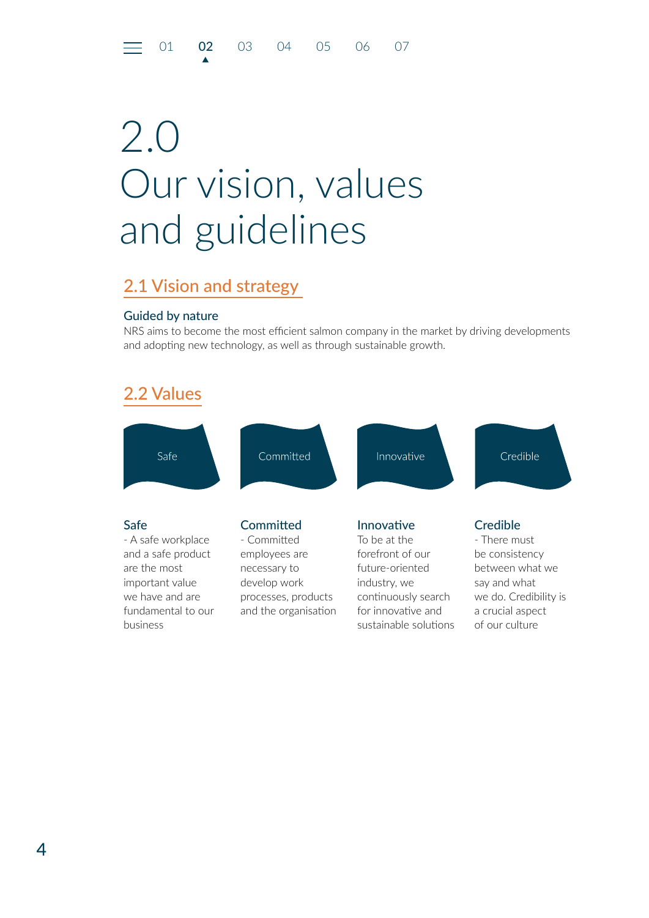# 2.0 Our vision, values and guidelines

## 2.1 Vision and strategy

### Guided by nature

NRS aims to become the most efficient salmon company in the market by driving developments and adopting new technology, as well as through sustainable growth.

## 2.2 Values

Safe | Committed | Innovative | Credible

### Safe

- A safe workplace and a safe product are the most important value we have and are fundamental to our business

### Committed

- Committed employees are necessary to develop work processes, products and the organisation

### Innovative

To be at the forefront of our future-oriented industry, we continuously search for innovative and sustainable solutions

### Credible

- There must be consistency between what we say and what we do. Credibility is a crucial aspect of our culture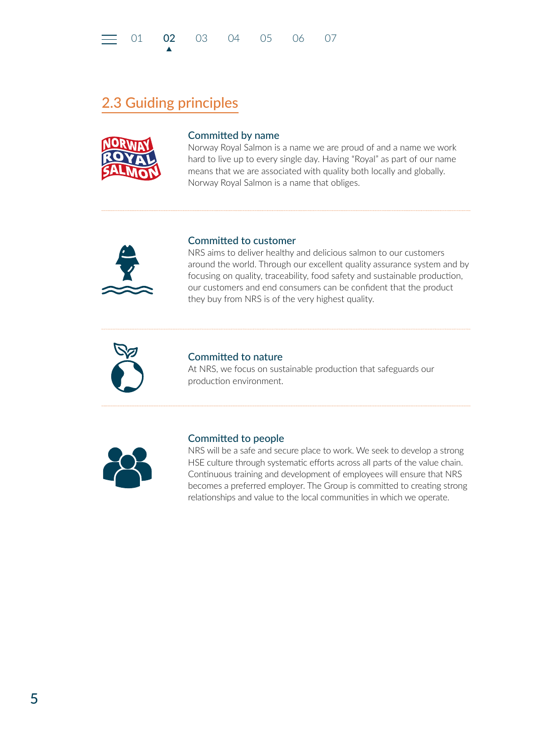## 2.3 Guiding principles

### Committed by name

Norway Royal Salmon is a name we are proud of and a name we work hard to live up to every single day. Having "Royal" as part of our name means that we are associated with quality both locally and globally. Norway Royal Salmon is a name that obliges.

### Committed to customer

NRS aims to deliver healthy and delicious salmon to our customers around the world. Through our excellent quality assurance system and by focusing on quality, traceability, food safety and sustainable production, our customers and end consumers can be confident that the product they buy from NRS is of the very highest quality.

### Committed to nature

At NRS, we focus on sustainable production that safeguards our production environment.

### Committed to people

NRS will be a safe and secure place to work. We seek to develop a strong HSE culture through systematic efforts across all parts of the value chain. Continuous training and development of employees will ensure that NRS becomes a preferred employer. The Group is committed to creating strong relationships and value to the local communities in which we operate.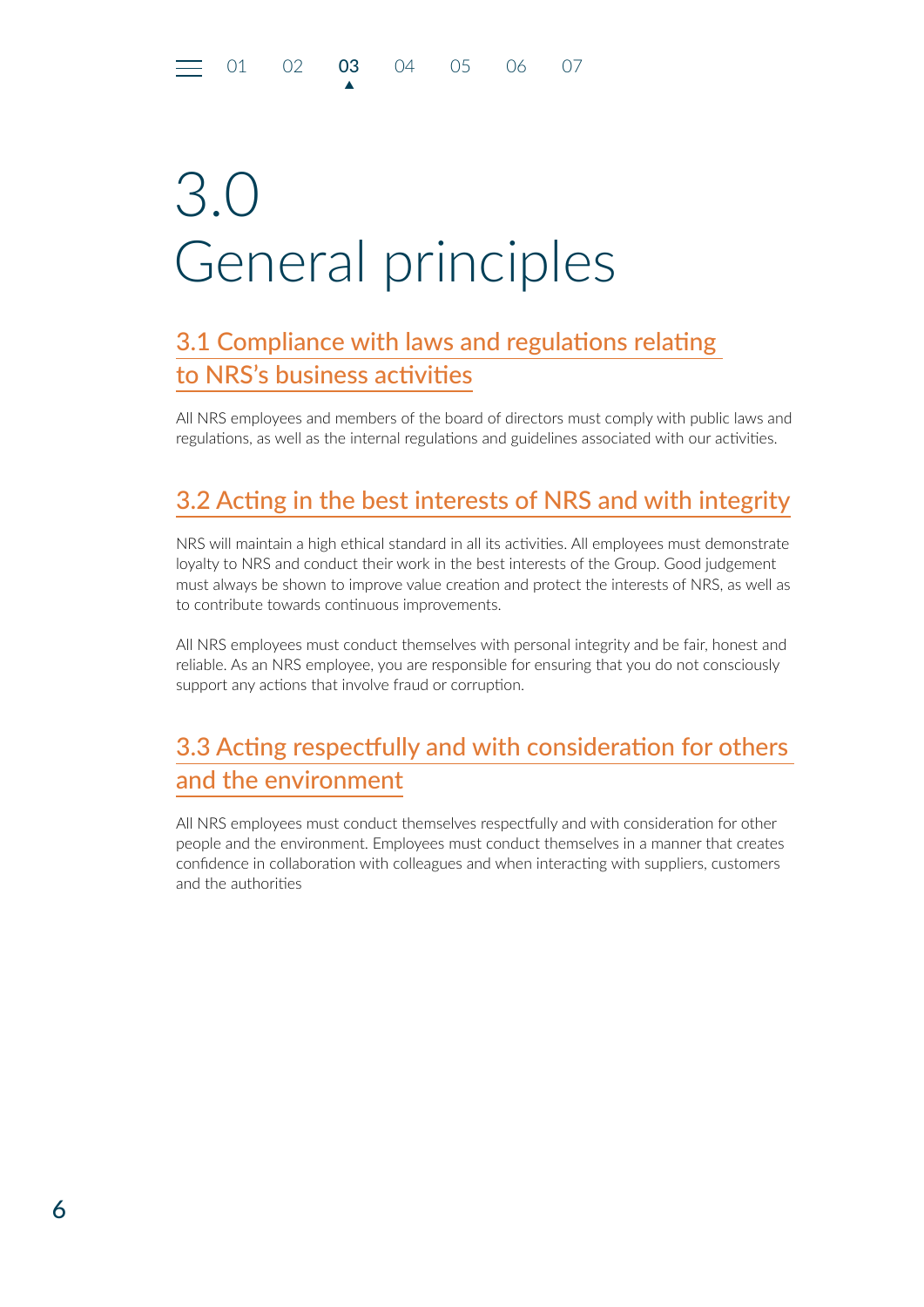# 3.0 General principles

## 3.1 Compliance with laws and regulations relating to NRS's business activities

All NRS employees and members of the board of directors must comply with public laws and regulations, as well as the internal regulations and guidelines associated with our activities.

## 3.2 Acting in the best interests of NRS and with integrity

NRS will maintain a high ethical standard in all its activities. All employees must demonstrate loyalty to NRS and conduct their work in the best interests of the Group. Good judgement must always be shown to improve value creation and protect the interests of NRS, as well as to contribute towards continuous improvements.

All NRS employees must conduct themselves with personal integrity and be fair, honest and reliable. As an NRS employee, you are responsible for ensuring that you do not consciously support any actions that involve fraud or corruption.

## 3.3 Acting respectfully and with consideration for others and the environment

All NRS employees must conduct themselves respectfully and with consideration for other people and the environment. Employees must conduct themselves in a manner that creates confidence in collaboration with colleagues and when interacting with suppliers, customers and the authorities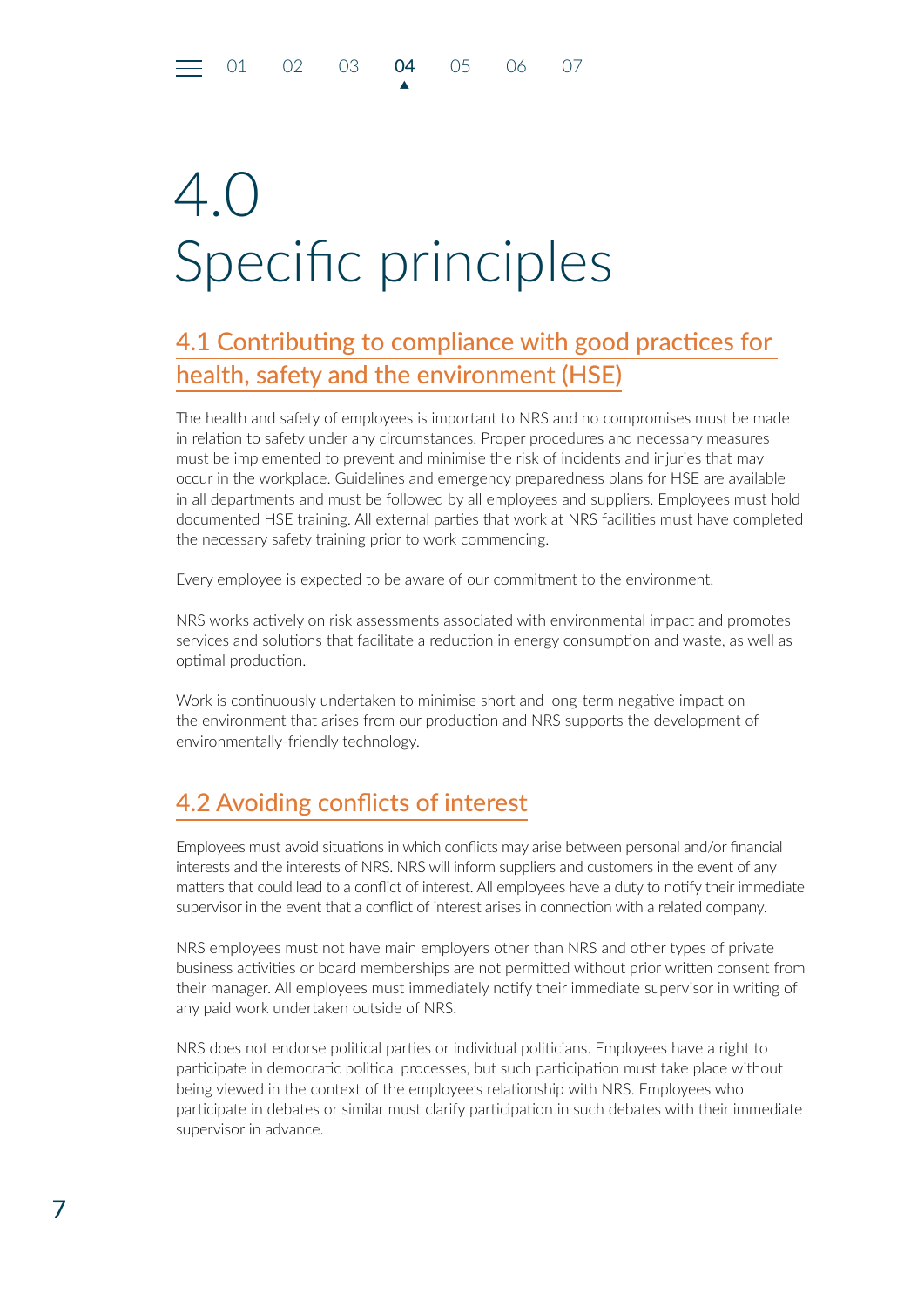# 4.0 Specific principles

## 4.1 Contributing to compliance with good practices for health, safety and the environment (HSE)

The health and safety of employees is important to NRS and no compromises must be made in relation to safety under any circumstances. Proper procedures and necessary measures must be implemented to prevent and minimise the risk of incidents and injuries that may occur in the workplace. Guidelines and emergency preparedness plans for HSE are available in all departments and must be followed by all employees and suppliers. Employees must hold documented HSE training. All external parties that work at NRS facilities must have completed the necessary safety training prior to work commencing.

Every employee is expected to be aware of our commitment to the environment.

NRS works actively on risk assessments associated with environmental impact and promotes services and solutions that facilitate a reduction in energy consumption and waste, as well as optimal production.

Work is continuously undertaken to minimise short and long-term negative impact on the environment that arises from our production and NRS supports the development of environmentally-friendly technology.

## 4.2 Avoiding conflicts of interest

Employees must avoid situations in which conflicts may arise between personal and/or financial interests and the interests of NRS. NRS will inform suppliers and customers in the event of any matters that could lead to a conflict of interest. All employees have a duty to notify their immediate supervisor in the event that a conflict of interest arises in connection with a related company.

NRS employees must not have main employers other than NRS and other types of private business activities or board memberships are not permitted without prior written consent from their manager. All employees must immediately notify their immediate supervisor in writing of any paid work undertaken outside of NRS.

NRS does not endorse political parties or individual politicians. Employees have a right to participate in democratic political processes, but such participation must take place without being viewed in the context of the employee's relationship with NRS. Employees who participate in debates or similar must clarify participation in such debates with their immediate supervisor in advance.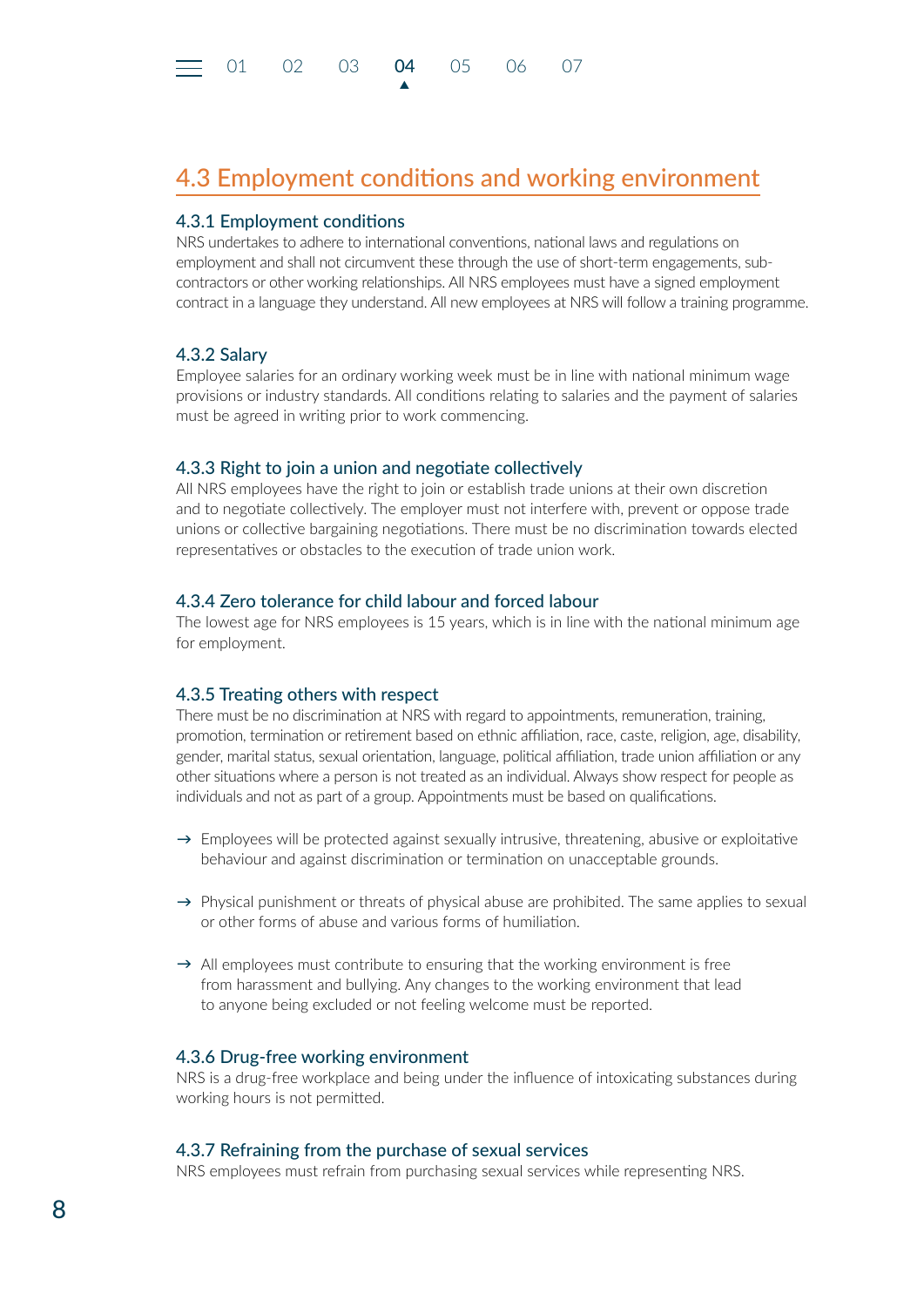## 4.3 Employment conditions and working environment

### 4.3.1 Employment conditions

NRS undertakes to adhere to international conventions, national laws and regulations on employment and shall not circumvent these through the use of short-term engagements, sub-contractors or other working relationships. All NRS employees must have a signed employment contract in a language they understand. All new employees at NRS will follow a training programme.

### 4.3.2 Salary

Employee salaries for an ordinary working week must be in line with national minimum wage provisions or industry standards. All conditions relating to salaries and the payment of salaries must be agreed in writing prior to work commencing.

### 4.3.3 Right to join a union and negotiate collectively

All NRS employees have the right to join or establish trade unions at their own discretion and to negotiate collectively. The employer must not interfere with, prevent or oppose trade unions or collective bargaining negotiations. There must be no discrimination towards elected representatives or obstacles to the execution of trade union work.

### 4.3.4 Zero tolerance for child labour and forced labour

The lowest age for NRS employees is 15 years, which is in line with the national minimum age for employment.

### 4.3.5 Treating others with respect

There must be no discrimination at NRS with regard to appointments, remuneration, training, promotion, termination or retirement based on ethnic affiliation, race, caste, religion, age, disability, gender, marital status, sexual orientation, language, political affiliation, trade union affiliation or any other situations where a person is not treated as an individual. Always show respect for people as individuals and not as part of a group. Appointments must be based on qualifications.

- → Employees will be protected against sexually intrusive, threatening, abusive or exploitative behaviour and against discrimination or termination on unacceptable grounds.
- → Physical punishment or threats of physical abuse are prohibited. The same applies to sexual or other forms of abuse and various forms of humiliation.
- → All employees must contribute to ensuring that the working environment is free from harassment and bullying. Any changes to the working environment that lead to anyone being excluded or not feeling welcome must be reported.

### 4.3.6 Drug-free working environment

NRS is a drug-free workplace and being under the influence of intoxicating substances during working hours is not permitted.

### 4.3.7 Refraining from the purchase of sexual services

NRS employees must refrain from purchasing sexual services while representing NRS.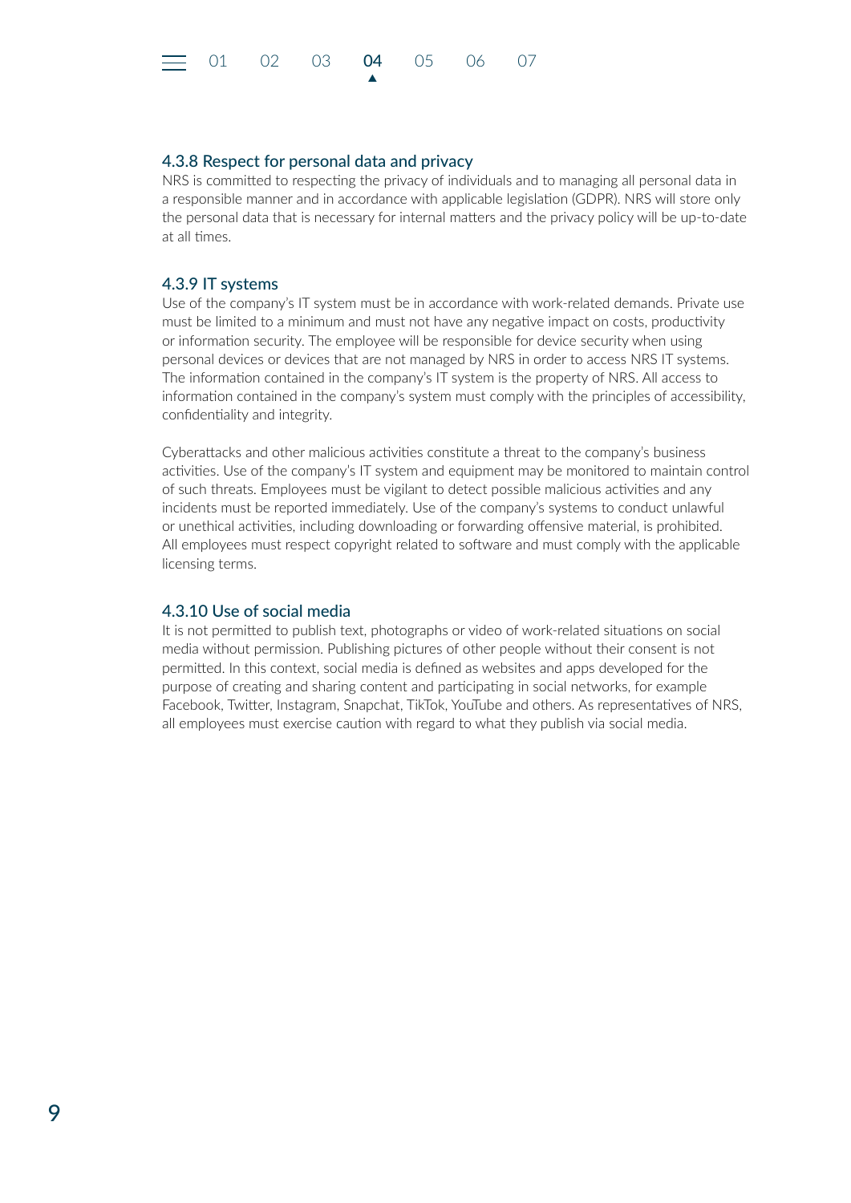### 4.3.8 Respect for personal data and privacy

NRS is committed to respecting the privacy of individuals and to managing all personal data in a responsible manner and in accordance with applicable legislation (GDPR). NRS will store only the personal data that is necessary for internal matters and the privacy policy will be up-to-date at all times.

### 4.3.9 IT systems

Use of the company's IT system must be in accordance with work-related demands. Private use must be limited to a minimum and must not have any negative impact on costs, productivity or information security. The employee will be responsible for device security when using personal devices or devices that are not managed by NRS in order to access NRS IT systems. The information contained in the company's IT system is the property of NRS. All access to information contained in the company's system must comply with the principles of accessibility, confidentiality and integrity.

Cyberattacks and other malicious activities constitute a threat to the company's business activities. Use of the company's IT system and equipment may be monitored to maintain control of such threats. Employees must be vigilant to detect possible malicious activities and any incidents must be reported immediately. Use of the company's systems to conduct unlawful or unethical activities, including downloading or forwarding offensive material, is prohibited. All employees must respect copyright related to software and must comply with the applicable licensing terms.

### 4.3.10 Use of social media

It is not permitted to publish text, photographs or video of work-related situations on social media without permission. Publishing pictures of other people without their consent is not permitted. In this context, social media is defined as websites and apps developed for the purpose of creating and sharing content and participating in social networks, for example Facebook, Twitter, Instagram, Snapchat, TikTok, YouTube and others. As representatives of NRS, all employees must exercise caution with regard to what they publish via social media.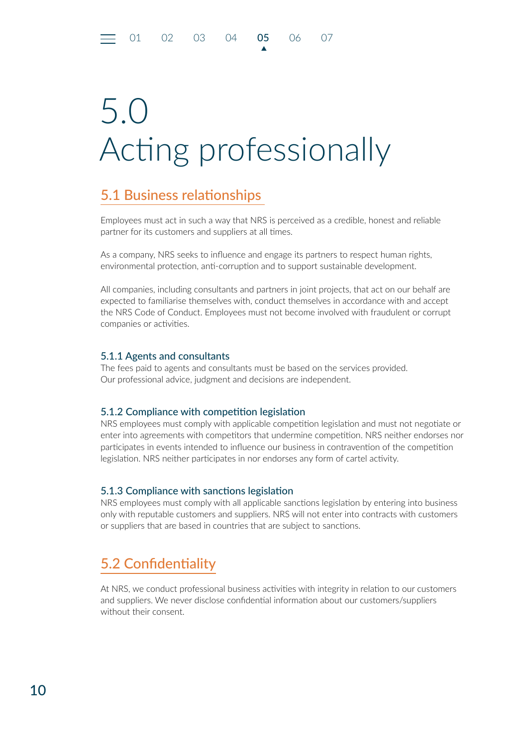# 5.0 Acting professionally

## 5.1 Business relationships

Employees must act in such a way that NRS is perceived as a credible, honest and reliable partner for its customers and suppliers at all times.

As a company, NRS seeks to influence and engage its partners to respect human rights, environmental protection, anti-corruption and to support sustainable development.

All companies, including consultants and partners in joint projects, that act on our behalf are expected to familiarise themselves with, conduct themselves in accordance with and accept the NRS Code of Conduct. Employees must not become involved with fraudulent or corrupt companies or activities.

### 5.1.1 Agents and consultants

The fees paid to agents and consultants must be based on the services provided. Our professional advice, judgment and decisions are independent.

### 5.1.2 Compliance with competition legislation

NRS employees must comply with applicable competition legislation and must not negotiate or enter into agreements with competitors that undermine competition. NRS neither endorses nor participates in events intended to influence our business in contravention of the competition legislation. NRS neither participates in nor endorses any form of cartel activity.

### 5.1.3 Compliance with sanctions legislation

NRS employees must comply with all applicable sanctions legislation by entering into business only with reputable customers and suppliers. NRS will not enter into contracts with customers or suppliers that are based in countries that are subject to sanctions.

## 5.2 Confidentiality

At NRS, we conduct professional business activities with integrity in relation to our customers and suppliers. We never disclose confidential information about our customers/suppliers without their consent.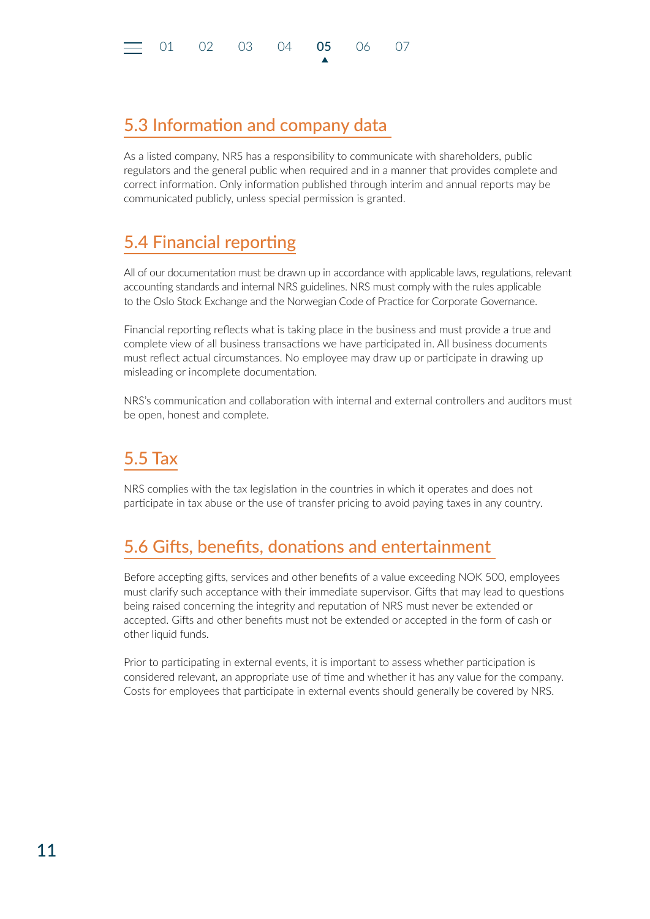## 5.3 Information and company data

As a listed company, NRS has a responsibility to communicate with shareholders, public regulators and the general public when required and in a manner that provides complete and correct information. Only information published through interim and annual reports may be communicated publicly, unless special permission is granted.

## 5.4 Financial reporting

All of our documentation must be drawn up in accordance with applicable laws, regulations, relevant accounting standards and internal NRS guidelines. NRS must comply with the rules applicable to the Oslo Stock Exchange and the Norwegian Code of Practice for Corporate Governance.

Financial reporting reflects what is taking place in the business and must provide a true and complete view of all business transactions we have participated in. All business documents must reflect actual circumstances. No employee may draw up or participate in drawing up misleading or incomplete documentation.

NRS's communication and collaboration with internal and external controllers and auditors must be open, honest and complete.

## 5.5 Tax

NRS complies with the tax legislation in the countries in which it operates and does not participate in tax abuse or the use of transfer pricing to avoid paying taxes in any country.

## 5.6 Gifts, benefits, donations and entertainment

Before accepting gifts, services and other benefits of a value exceeding NOK 500, employees must clarify such acceptance with their immediate supervisor. Gifts that may lead to questions being raised concerning the integrity and reputation of NRS must never be extended or accepted. Gifts and other benefits must not be extended or accepted in the form of cash or other liquid funds.

Prior to participating in external events, it is important to assess whether participation is considered relevant, an appropriate use of time and whether it has any value for the company. Costs for employees that participate in external events should generally be covered by NRS.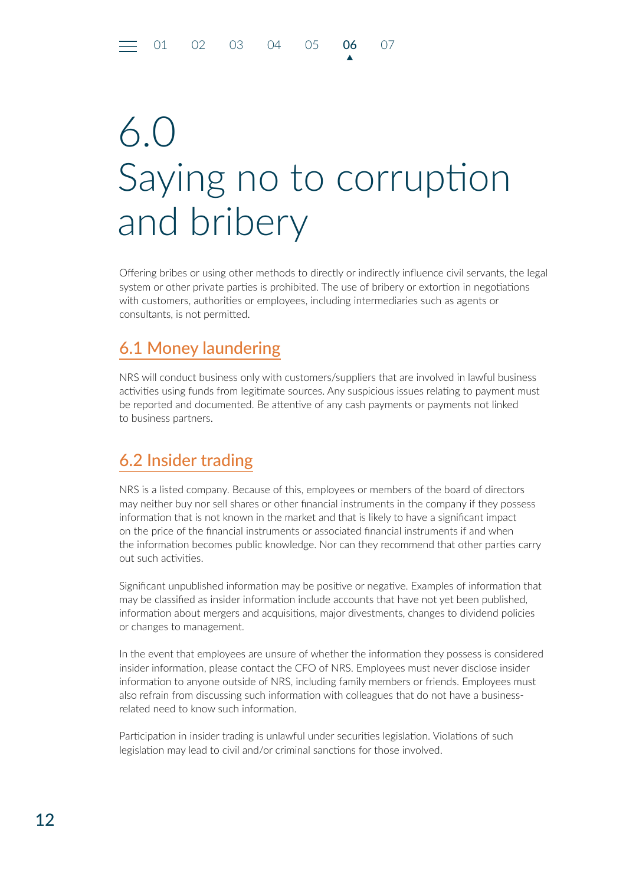# 6.0 Saying no to corruption and bribery

Offering bribes or using other methods to directly or indirectly influence civil servants, the legal system or other private parties is prohibited. The use of bribery or extortion in negotiations with customers, authorities or employees, including intermediaries such as agents or consultants, is not permitted.

## 6.1 Money laundering

NRS will conduct business only with customers/suppliers that are involved in lawful business activities using funds from legitimate sources. Any suspicious issues relating to payment must be reported and documented. Be attentive of any cash payments or payments not linked to business partners.

## 6.2 Insider trading

NRS is a listed company. Because of this, employees or members of the board of directors may neither buy nor sell shares or other financial instruments in the company if they possess information that is not known in the market and that is likely to have a significant impact on the price of the financial instruments or associated financial instruments if and when the information becomes public knowledge. Nor can they recommend that other parties carry out such activities.

Significant unpublished information may be positive or negative. Examples of information that may be classified as insider information include accounts that have not yet been published, information about mergers and acquisitions, major divestments, changes to dividend policies or changes to management.

In the event that employees are unsure of whether the information they possess is considered insider information, please contact the CFO of NRS. Employees must never disclose insider information to anyone outside of NRS, including family members or friends. Employees must also refrain from discussing such information with colleagues that do not have a business-related need to know such information.

Participation in insider trading is unlawful under securities legislation. Violations of such legislation may lead to civil and/or criminal sanctions for those involved.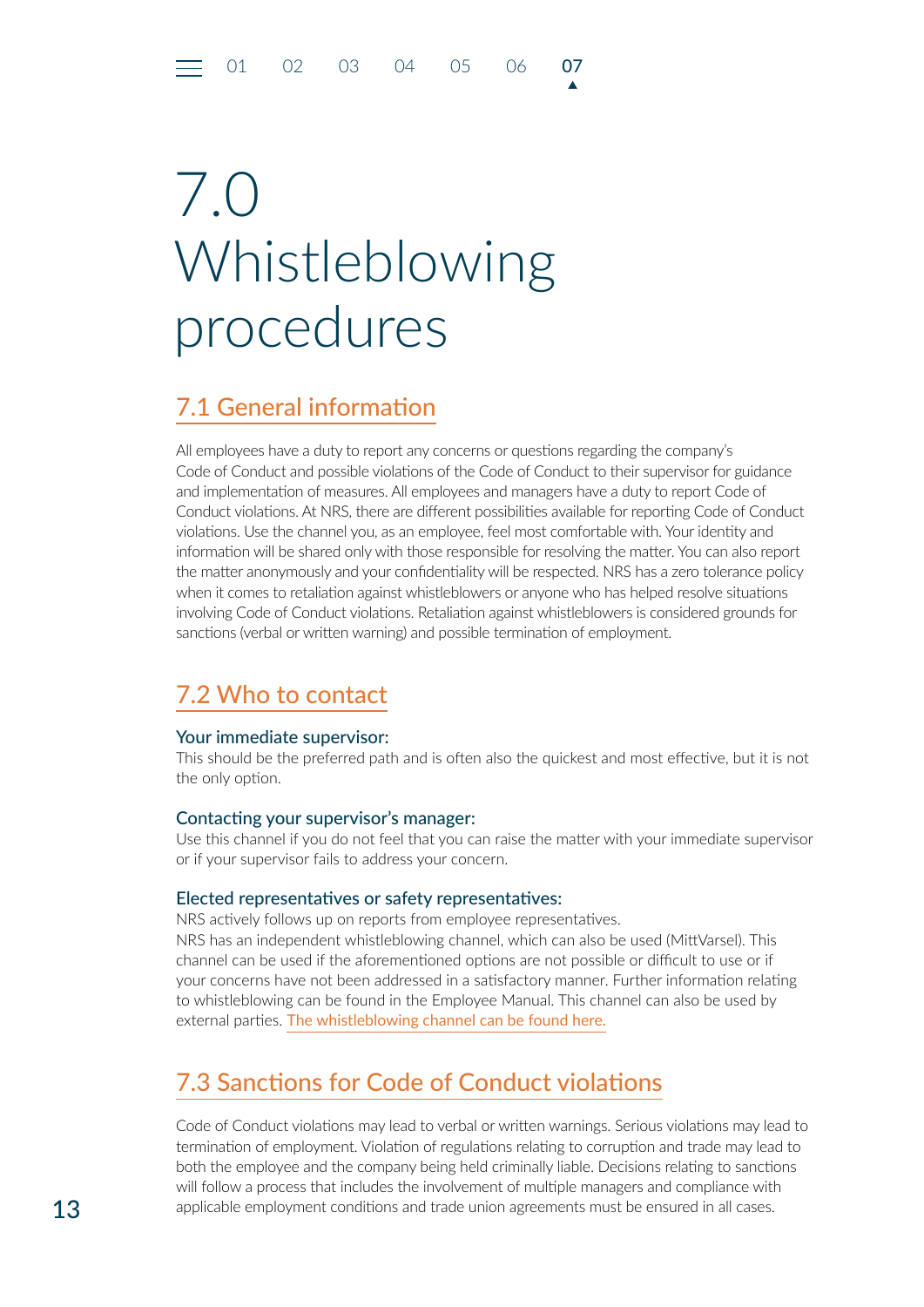# 7.0 Whistleblowing procedures

## 7.1 General information

All employees have a duty to report any concerns or questions regarding the company's Code of Conduct and possible violations of the Code of Conduct to their supervisor for guidance and implementation of measures. All employees and managers have a duty to report Code of Conduct violations. At NRS, there are different possibilities available for reporting Code of Conduct violations. Use the channel you, as an employee, feel most comfortable with. Your identity and information will be shared only with those responsible for resolving the matter. You can also report the matter anonymously and your confidentiality will be respected. NRS has a zero tolerance policy when it comes to retaliation against whistleblowers or anyone who has helped resolve situations involving Code of Conduct violations. Retaliation against whistleblowers is considered grounds for sanctions (verbal or written warning) and possible termination of employment.

## 7.2 Who to contact

### Your immediate supervisor:

This should be the preferred path and is often also the quickest and most effective, but it is not the only option.

### Contacting your supervisor's manager:

Use this channel if you do not feel that you can raise the matter with your immediate supervisor or if your supervisor fails to address your concern.

### Elected representatives or safety representatives:

NRS actively follows up on reports from employee representatives.
NRS has an independent whistleblowing channel, which can also be used (MittVarsel). This channel can be used if the aforementioned options are not possible or difficult to use or if your concerns have not been addressed in a satisfactory manner. Further information relating to whistleblowing can be found in the Employee Manual. This channel can also be used by external parties. The whistleblowing channel can be found here.

## 7.3 Sanctions for Code of Conduct violations

Code of Conduct violations may lead to verbal or written warnings. Serious violations may lead to termination of employment. Violation of regulations relating to corruption and trade may lead to both the employee and the company being held criminally liable. Decisions relating to sanctions will follow a process that includes the involvement of multiple managers and compliance with applicable employment conditions and trade union agreements must be ensured in all cases.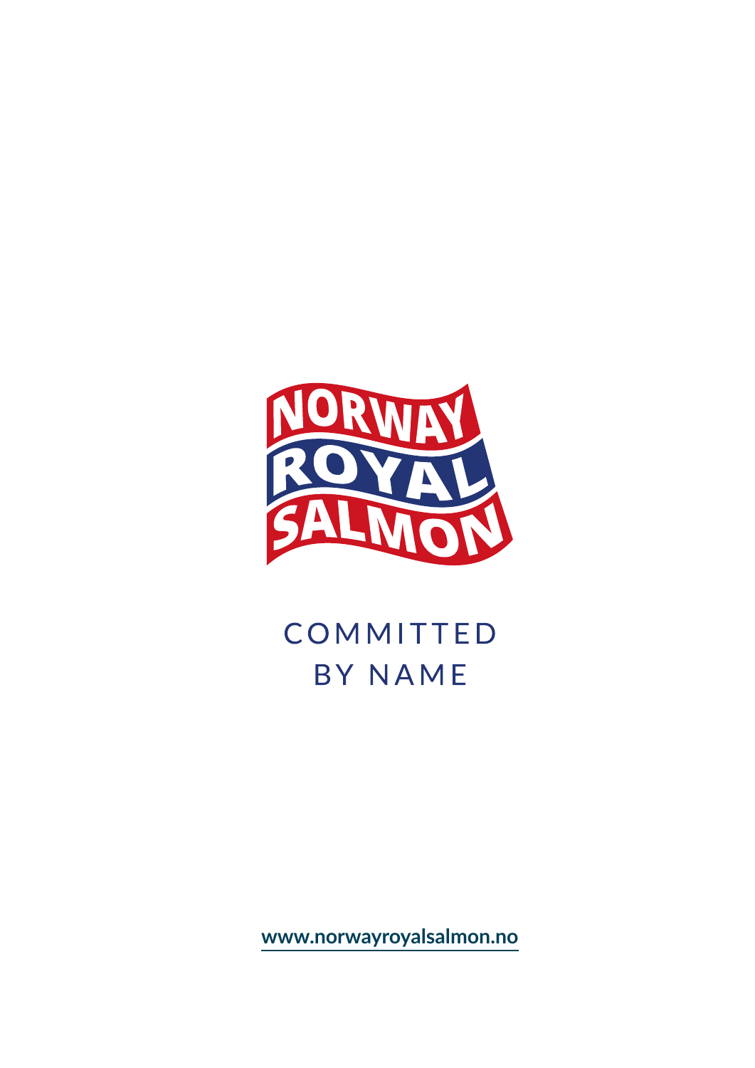NORWAY ROYAL SALMON

COMMITTED
BY NAME

www.norwayroyalsalmon.no